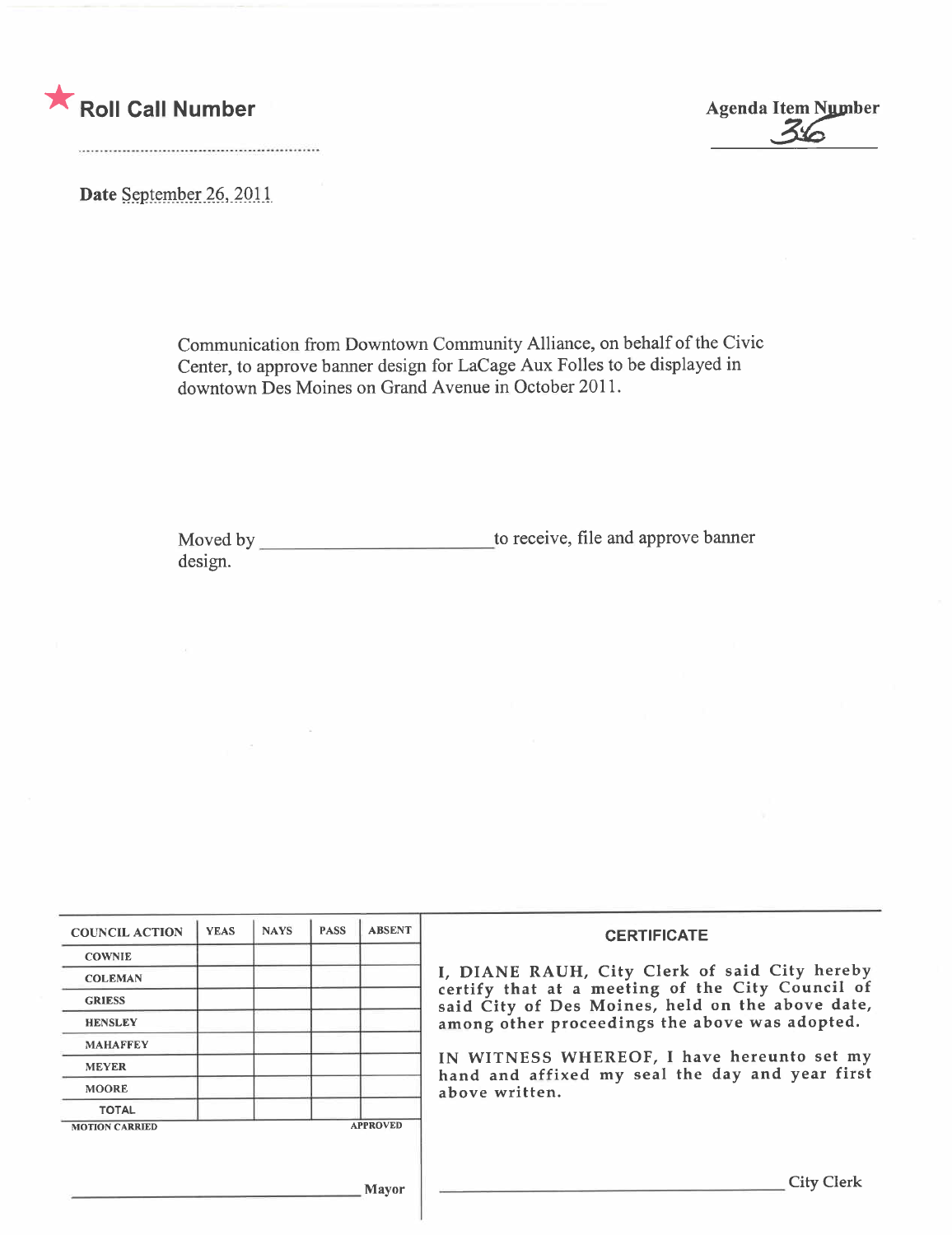★ **Roll Call Number** ..........................................................

**Agenda Item Number** 36

**Date** September 26, 2011

Communication from Downtown Community Alliance, on behalf of the Civic Center, to approve banner design for LaCage Aux Folles to be displayed in downtown Des Moines on Grand Avenue in October 2011.

Moved by ________________________ to receive, file and approve banner design.

| COUNCIL ACTION | YEAS | NAYS | PASS | ABSENT |
|---|---|---|---|---|
| COWNIE | | | | |
| COLEMAN | | | | |
| GRIESS | | | | |
| HENSLEY | | | | |
| MAHAFFEY | | | | |
| MEYER | | | | |
| MOORE | | | | |
| TOTAL | | | | |
| MOTION CARRIED | | | | APPROVED |

________________________________ Mayor

**CERTIFICATE**

I, DIANE RAUH, City Clerk of said City hereby certify that at a meeting of the City Council of said City of Des Moines, held on the above date, among other proceedings the above was adopted.

IN WITNESS WHEREOF, I have hereunto set my hand and affixed my seal the day and year first above written.

________________________________ City Clerk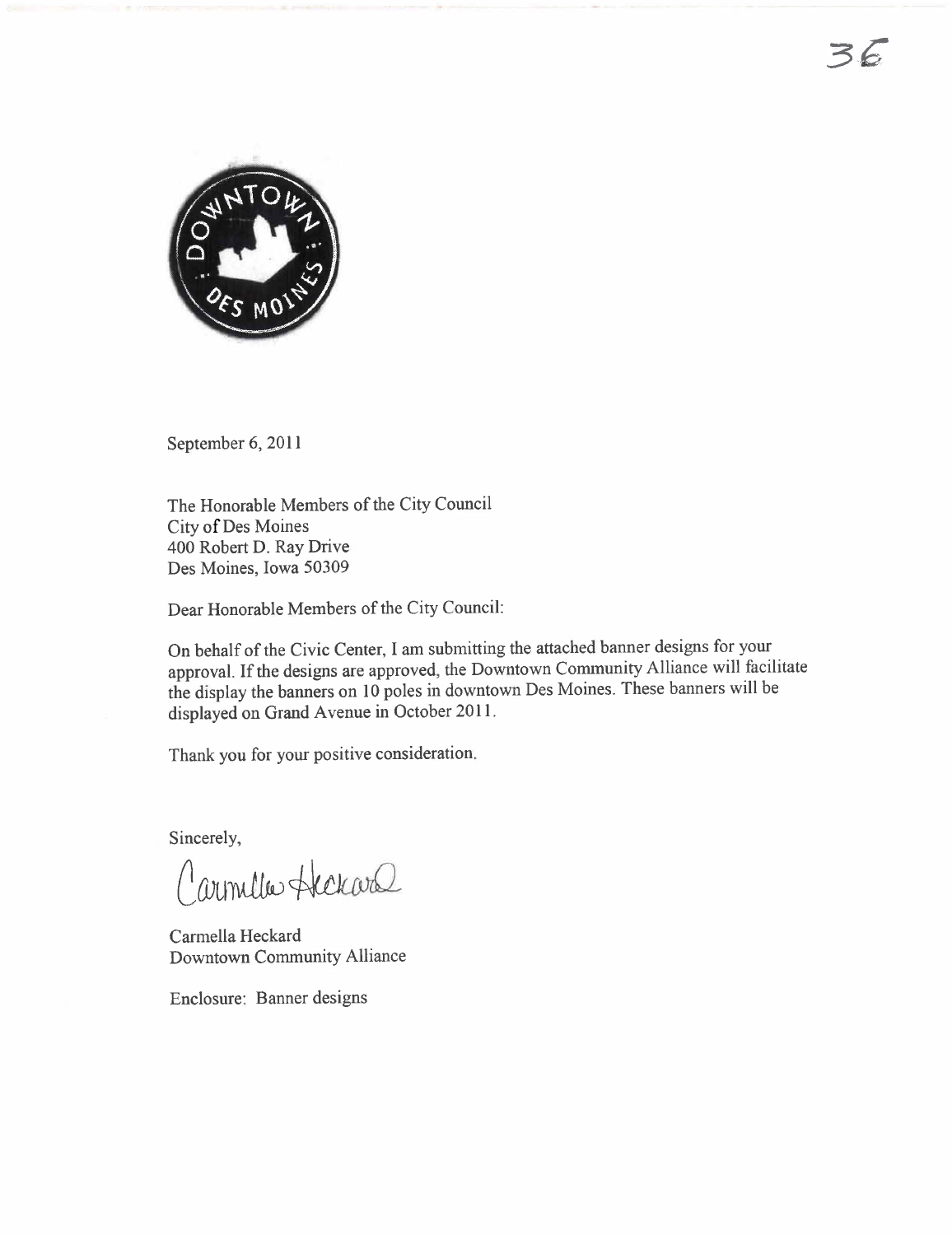36

DOWNTOWN DES MOINES

September 6, 2011

The Honorable Members of the City Council
City of Des Moines
400 Robert D. Ray Drive
Des Moines, Iowa 50309

Dear Honorable Members of the City Council:

On behalf of the Civic Center, I am submitting the attached banner designs for your approval. If the designs are approved, the Downtown Community Alliance will facilitate the display the banners on 10 poles in downtown Des Moines. These banners will be displayed on Grand Avenue in October 2011.

Thank you for your positive consideration.

Sincerely,

Carmella Heckard

Carmella Heckard
Downtown Community Alliance

Enclosure: Banner designs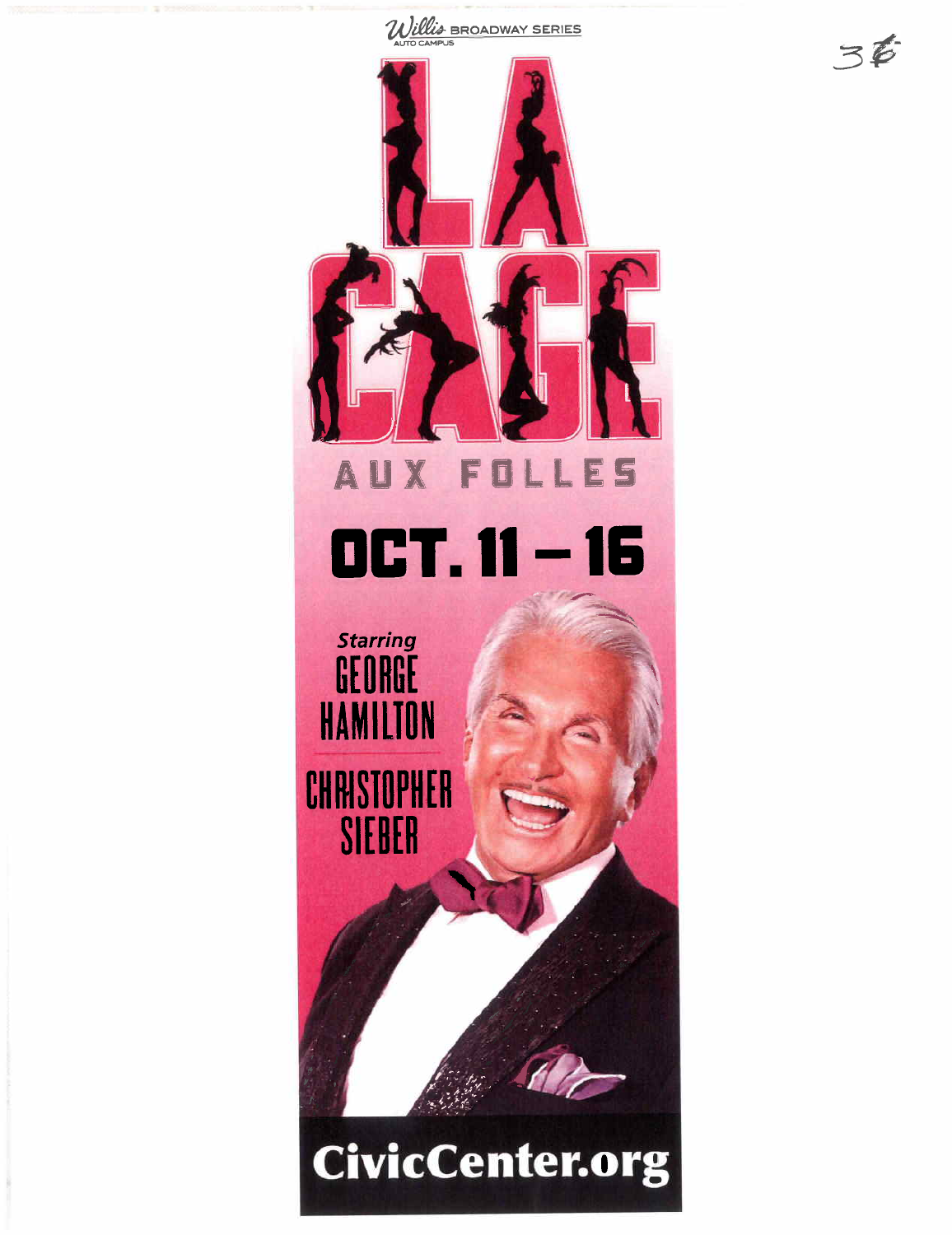Willis AUTO CAMPUS BROADWAY SERIES

3E

# LA CAGE

AUX FOLLES

## OCT. 11 – 16

*Starring*

**GEORGE HAMILTON**

**CHRISTOPHER SIEBER**

**CivicCenter.org**